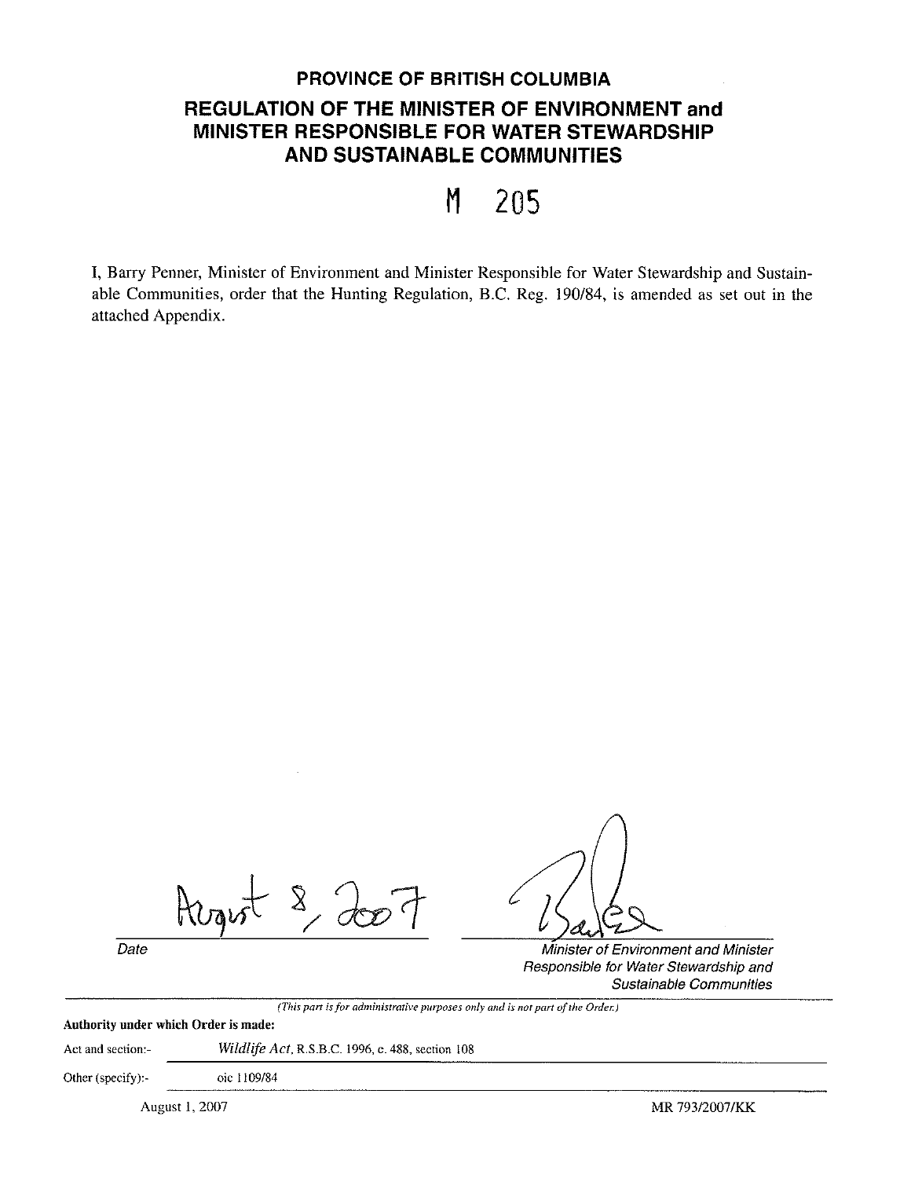# PROVINCE OF BRITISH COLUMBIA

## REGULATION OF THE MINISTER OF ENVIRONMENT and MINISTER RESPONSIBLE FOR WATER STEWARDSHIP AND SUSTAINABLE COMMUNITIES

## M 205

I, Barry Penner, Minister of Environment and Minister Responsible for Water Stewardship and Sustainable Communities, order that the Hunting Regulation, B.C. Reg. 190/84, is amended as set out in the attached Appendix.

August 8, 2007

Date

*Minister of Environment and Minister Responsible for Water Stewardship and Sustainable Communities*

*(This part is for administrative purposes only and is not part of the Order.)*

**Authority under which Order is made:**

Act and section:- *Wildlife Act*, R.S.B.C. 1996, c. 488, section 108

Other (specify):- oic 1109/84

August 1, 2007 MR 793/2007/KK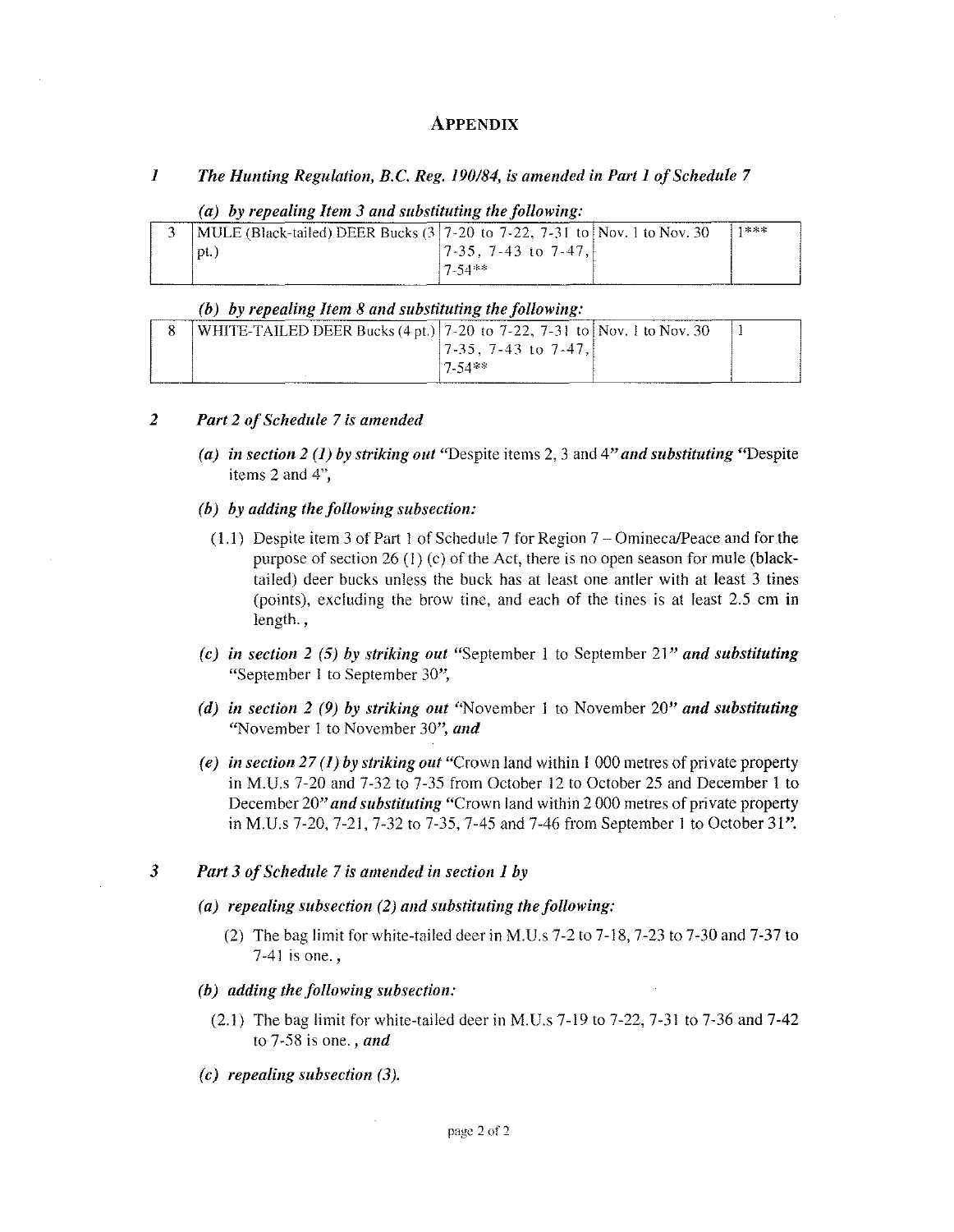# APPENDIX

**1** ***The Hunting Regulation, B.C. Reg. 190/84, is amended in Part 1 of Schedule 7***

***(a) by repealing Item 3 and substituting the following:***

| | | | | |
|---|---|---|---|---|
| 3 | MULE (Black-tailed) DEER Bucks (3 pt.) | 7-20 to 7-22, 7-31 to 7-35, 7-43 to 7-47, 7-54** | Nov. 1 to Nov. 30 | 1*** |

***(b) by repealing Item 8 and substituting the following:***

| | | | | |
|---|---|---|---|---|
| 8 | WHITE-TAILED DEER Bucks (4 pt.) | 7-20 to 7-22, 7-31 to 7-35, 7-43 to 7-47, 7-54** | Nov. 1 to Nov. 30 | 1 |

**2** ***Part 2 of Schedule 7 is amended***

***(a) in section 2 (1) by striking out*** "Despite items 2, 3 and 4" ***and substituting*** "Despite items 2 and 4",

***(b) by adding the following subsection:***

(1.1) Despite item 3 of Part 1 of Schedule 7 for Region 7 – Omineca/Peace and for the purpose of section 26 (1) (c) of the Act, there is no open season for mule (black-tailed) deer bucks unless the buck has at least one antler with at least 3 tines (points), excluding the brow tine, and each of the tines is at least 2.5 cm in length.,

***(c) in section 2 (5) by striking out*** "September 1 to September 21" ***and substituting*** "September 1 to September 30",

***(d) in section 2 (9) by striking out*** "November 1 to November 20" ***and substituting*** "November 1 to November 30", ***and***

***(e) in section 27 (1) by striking out*** "Crown land within 1 000 metres of private property in M.U.s 7-20 and 7-32 to 7-35 from October 12 to October 25 and December 1 to December 20" ***and substituting*** "Crown land within 2 000 metres of private property in M.U.s 7-20, 7-21, 7-32 to 7-35, 7-45 and 7-46 from September 1 to October 31".

**3** ***Part 3 of Schedule 7 is amended in section 1 by***

***(a) repealing subsection (2) and substituting the following:***

(2) The bag limit for white-tailed deer in M.U.s 7-2 to 7-18, 7-23 to 7-30 and 7-37 to 7-41 is one.,

***(b) adding the following subsection:***

(2.1) The bag limit for white-tailed deer in M.U.s 7-19 to 7-22, 7-31 to 7-36 and 7-42 to 7-58 is one., ***and***

***(c) repealing subsection (3).***